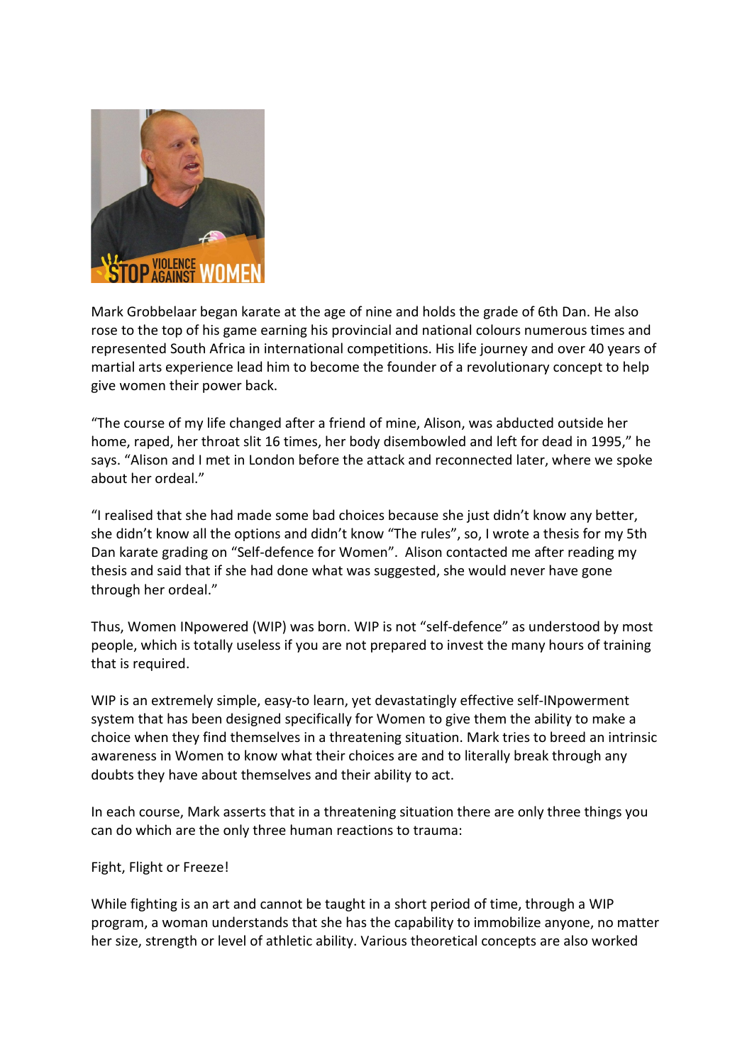Mark Grobbelaar began karate at the age of nine and holds the grade of 6th Dan. He also rose to the top of his game earning his provincial and national colours numerous times and represented South Africa in international competitions. His life journey and over 40 years of martial arts experience lead him to become the founder of a revolutionary concept to help give women their power back.

"The course of my life changed after a friend of mine, Alison, was abducted outside her home, raped, her throat slit 16 times, her body disembowled and left for dead in 1995," he says. "Alison and I met in London before the attack and reconnected later, where we spoke about her ordeal."

"I realised that she had made some bad choices because she just didn't know any better, she didn't know all the options and didn't know "The rules", so, I wrote a thesis for my 5th Dan karate grading on "Self-defence for Women". Alison contacted me after reading my thesis and said that if she had done what was suggested, she would never have gone through her ordeal."

Thus, Women INpowered (WIP) was born. WIP is not "self-defence" as understood by most people, which is totally useless if you are not prepared to invest the many hours of training that is required.

WIP is an extremely simple, easy-to learn, yet devastatingly effective self-INpowerment system that has been designed specifically for Women to give them the ability to make a choice when they find themselves in a threatening situation. Mark tries to breed an intrinsic awareness in Women to know what their choices are and to literally break through any doubts they have about themselves and their ability to act.

In each course, Mark asserts that in a threatening situation there are only three things you can do which are the only three human reactions to trauma:

Fight, Flight or Freeze!

While fighting is an art and cannot be taught in a short period of time, through a WIP program, a woman understands that she has the capability to immobilize anyone, no matter her size, strength or level of athletic ability. Various theoretical concepts are also worked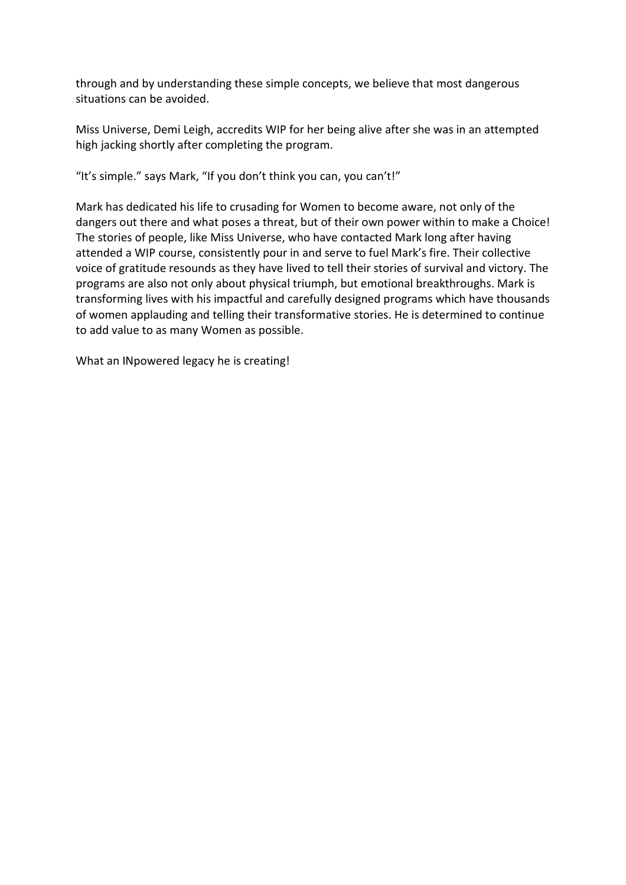through and by understanding these simple concepts, we believe that most dangerous situations can be avoided.

Miss Universe, Demi Leigh, accredits WIP for her being alive after she was in an attempted high jacking shortly after completing the program.

“It’s simple.” says Mark, “If you don’t think you can, you can’t!”

Mark has dedicated his life to crusading for Women to become aware, not only of the dangers out there and what poses a threat, but of their own power within to make a Choice! The stories of people, like Miss Universe, who have contacted Mark long after having attended a WIP course, consistently pour in and serve to fuel Mark’s fire. Their collective voice of gratitude resounds as they have lived to tell their stories of survival and victory. The programs are also not only about physical triumph, but emotional breakthroughs. Mark is transforming lives with his impactful and carefully designed programs which have thousands of women applauding and telling their transformative stories. He is determined to continue to add value to as many Women as possible.

What an INpowered legacy he is creating!